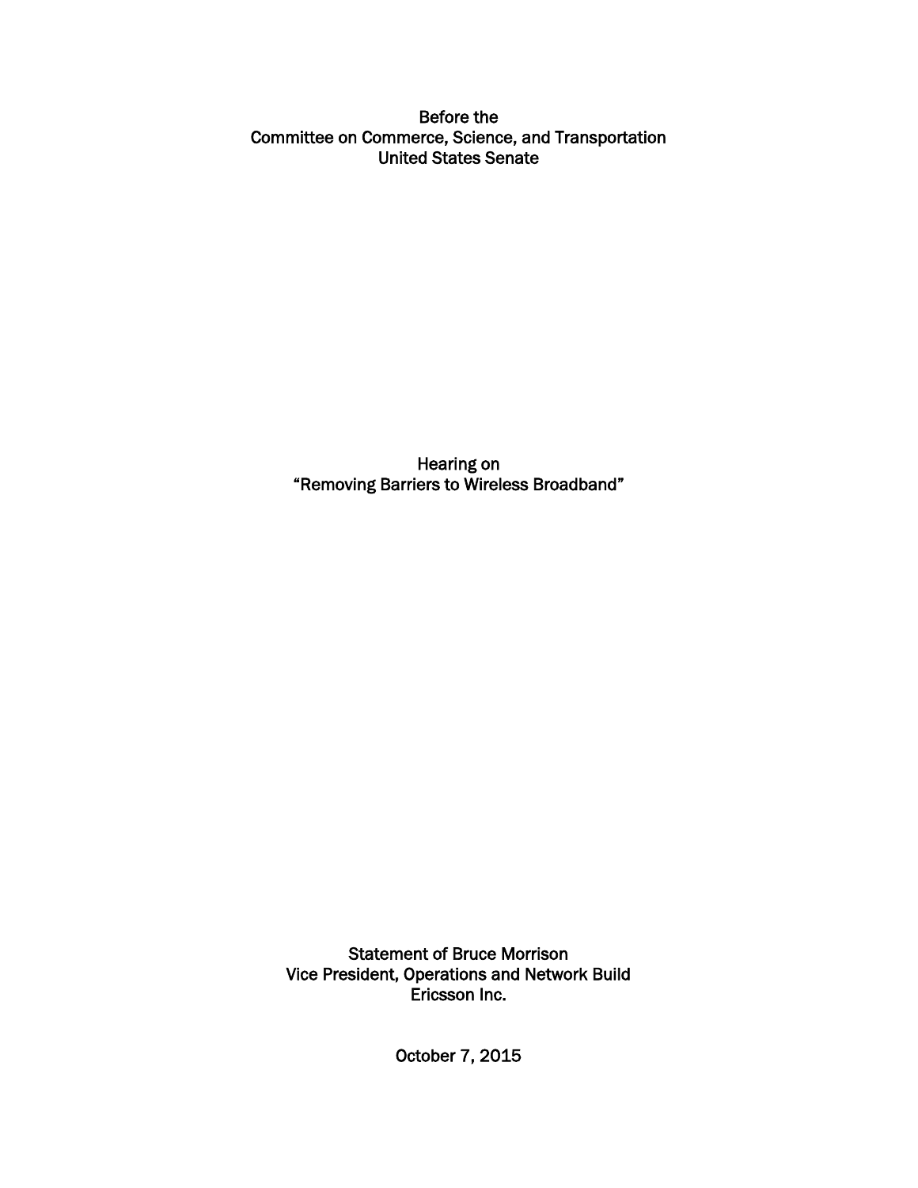Before the
Committee on Commerce, Science, and Transportation
United States Senate

Hearing on
"Removing Barriers to Wireless Broadband"

Statement of Bruce Morrison
Vice President, Operations and Network Build
Ericsson Inc.

October 7, 2015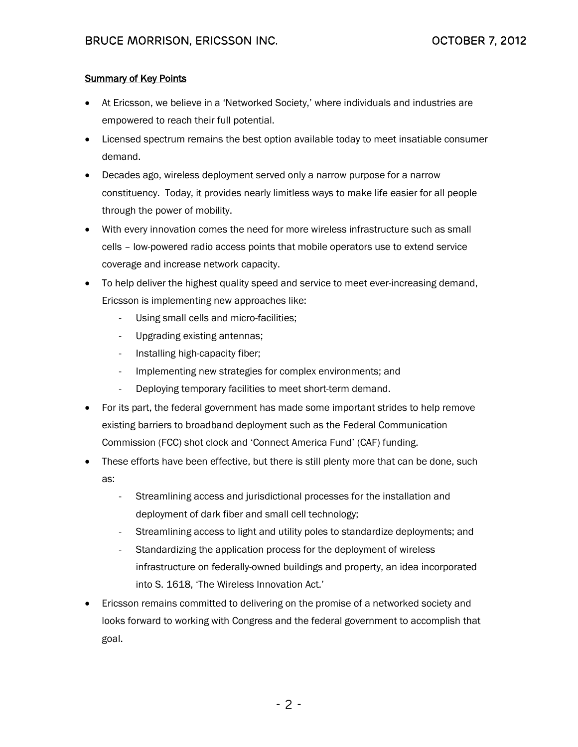<u>Summary of Key Points</u>

- At Ericsson, we believe in a 'Networked Society,' where individuals and industries are empowered to reach their full potential.
- Licensed spectrum remains the best option available today to meet insatiable consumer demand.
- Decades ago, wireless deployment served only a narrow purpose for a narrow constituency. Today, it provides nearly limitless ways to make life easier for all people through the power of mobility.
- With every innovation comes the need for more wireless infrastructure such as small cells – low-powered radio access points that mobile operators use to extend service coverage and increase network capacity.
- To help deliver the highest quality speed and service to meet ever-increasing demand, Ericsson is implementing new approaches like:
    - Using small cells and micro-facilities;
    - Upgrading existing antennas;
    - Installing high-capacity fiber;
    - Implementing new strategies for complex environments; and
    - Deploying temporary facilities to meet short-term demand.
- For its part, the federal government has made some important strides to help remove existing barriers to broadband deployment such as the Federal Communication Commission (FCC) shot clock and 'Connect America Fund' (CAF) funding.
- These efforts have been effective, but there is still plenty more that can be done, such as:
    - Streamlining access and jurisdictional processes for the installation and deployment of dark fiber and small cell technology;
    - Streamlining access to light and utility poles to standardize deployments; and
    - Standardizing the application process for the deployment of wireless infrastructure on federally-owned buildings and property, an idea incorporated into S. 1618, 'The Wireless Innovation Act.'
- Ericsson remains committed to delivering on the promise of a networked society and looks forward to working with Congress and the federal government to accomplish that goal.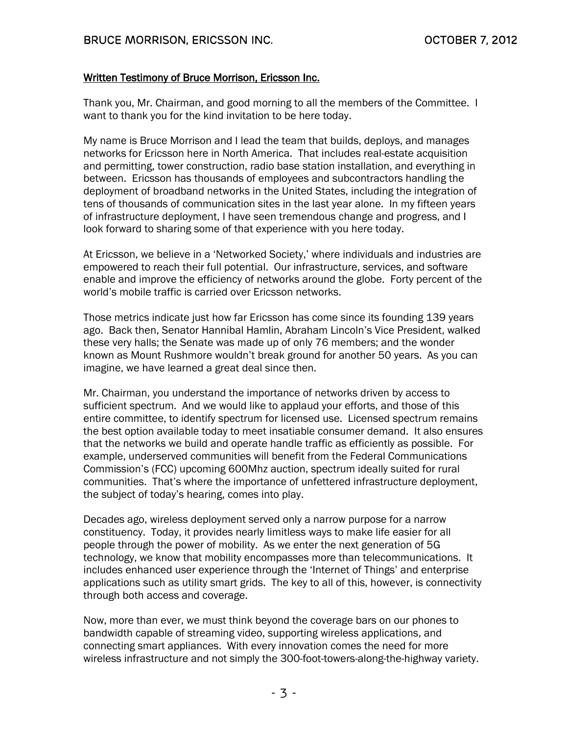Written Testimony of Bruce Morrison, Ericsson Inc.

Thank you, Mr. Chairman, and good morning to all the members of the Committee. I want to thank you for the kind invitation to be here today.

My name is Bruce Morrison and I lead the team that builds, deploys, and manages networks for Ericsson here in North America. That includes real-estate acquisition and permitting, tower construction, radio base station installation, and everything in between. Ericsson has thousands of employees and subcontractors handling the deployment of broadband networks in the United States, including the integration of tens of thousands of communication sites in the last year alone. In my fifteen years of infrastructure deployment, I have seen tremendous change and progress, and I look forward to sharing some of that experience with you here today.

At Ericsson, we believe in a 'Networked Society,' where individuals and industries are empowered to reach their full potential. Our infrastructure, services, and software enable and improve the efficiency of networks around the globe. Forty percent of the world's mobile traffic is carried over Ericsson networks.

Those metrics indicate just how far Ericsson has come since its founding 139 years ago. Back then, Senator Hannibal Hamlin, Abraham Lincoln's Vice President, walked these very halls; the Senate was made up of only 76 members; and the wonder known as Mount Rushmore wouldn't break ground for another 50 years. As you can imagine, we have learned a great deal since then.

Mr. Chairman, you understand the importance of networks driven by access to sufficient spectrum. And we would like to applaud your efforts, and those of this entire committee, to identify spectrum for licensed use. Licensed spectrum remains the best option available today to meet insatiable consumer demand. It also ensures that the networks we build and operate handle traffic as efficiently as possible. For example, underserved communities will benefit from the Federal Communications Commission's (FCC) upcoming 600Mhz auction, spectrum ideally suited for rural communities. That's where the importance of unfettered infrastructure deployment, the subject of today's hearing, comes into play.

Decades ago, wireless deployment served only a narrow purpose for a narrow constituency. Today, it provides nearly limitless ways to make life easier for all people through the power of mobility. As we enter the next generation of 5G technology, we know that mobility encompasses more than telecommunications. It includes enhanced user experience through the 'Internet of Things' and enterprise applications such as utility smart grids. The key to all of this, however, is connectivity through both access and coverage.

Now, more than ever, we must think beyond the coverage bars on our phones to bandwidth capable of streaming video, supporting wireless applications, and connecting smart appliances. With every innovation comes the need for more wireless infrastructure and not simply the 300-foot-towers-along-the-highway variety.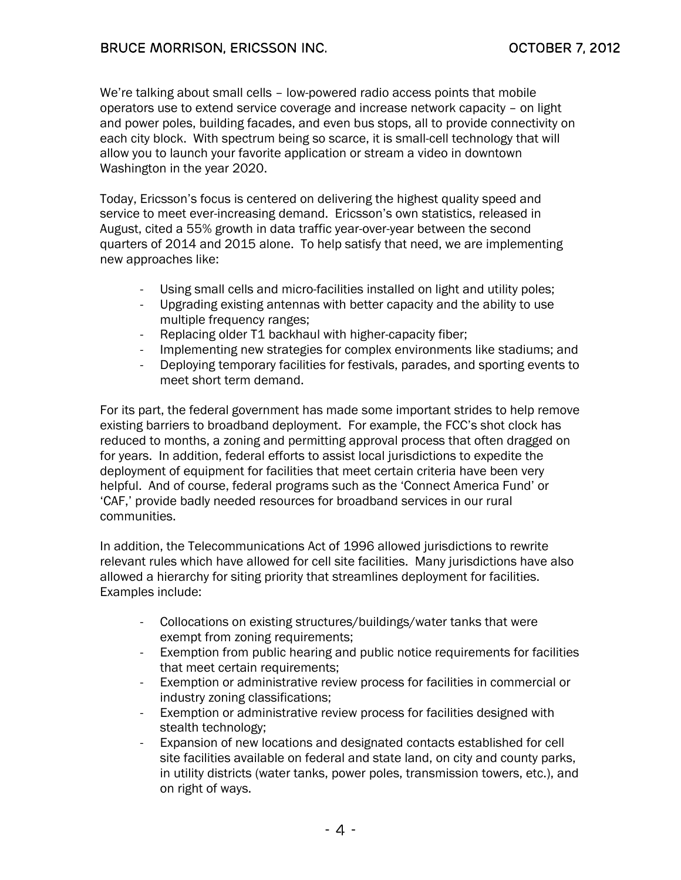We're talking about small cells – low-powered radio access points that mobile operators use to extend service coverage and increase network capacity – on light and power poles, building facades, and even bus stops, all to provide connectivity on each city block. With spectrum being so scarce, it is small-cell technology that will allow you to launch your favorite application or stream a video in downtown Washington in the year 2020.

Today, Ericsson's focus is centered on delivering the highest quality speed and service to meet ever-increasing demand. Ericsson's own statistics, released in August, cited a 55% growth in data traffic year-over-year between the second quarters of 2014 and 2015 alone. To help satisfy that need, we are implementing new approaches like:

- Using small cells and micro-facilities installed on light and utility poles;
- Upgrading existing antennas with better capacity and the ability to use multiple frequency ranges;
- Replacing older T1 backhaul with higher-capacity fiber;
- Implementing new strategies for complex environments like stadiums; and
- Deploying temporary facilities for festivals, parades, and sporting events to meet short term demand.

For its part, the federal government has made some important strides to help remove existing barriers to broadband deployment. For example, the FCC's shot clock has reduced to months, a zoning and permitting approval process that often dragged on for years. In addition, federal efforts to assist local jurisdictions to expedite the deployment of equipment for facilities that meet certain criteria have been very helpful. And of course, federal programs such as the 'Connect America Fund' or 'CAF,' provide badly needed resources for broadband services in our rural communities.

In addition, the Telecommunications Act of 1996 allowed jurisdictions to rewrite relevant rules which have allowed for cell site facilities. Many jurisdictions have also allowed a hierarchy for siting priority that streamlines deployment for facilities. Examples include:

- Collocations on existing structures/buildings/water tanks that were exempt from zoning requirements;
- Exemption from public hearing and public notice requirements for facilities that meet certain requirements;
- Exemption or administrative review process for facilities in commercial or industry zoning classifications;
- Exemption or administrative review process for facilities designed with stealth technology;
- Expansion of new locations and designated contacts established for cell site facilities available on federal and state land, on city and county parks, in utility districts (water tanks, power poles, transmission towers, etc.), and on right of ways.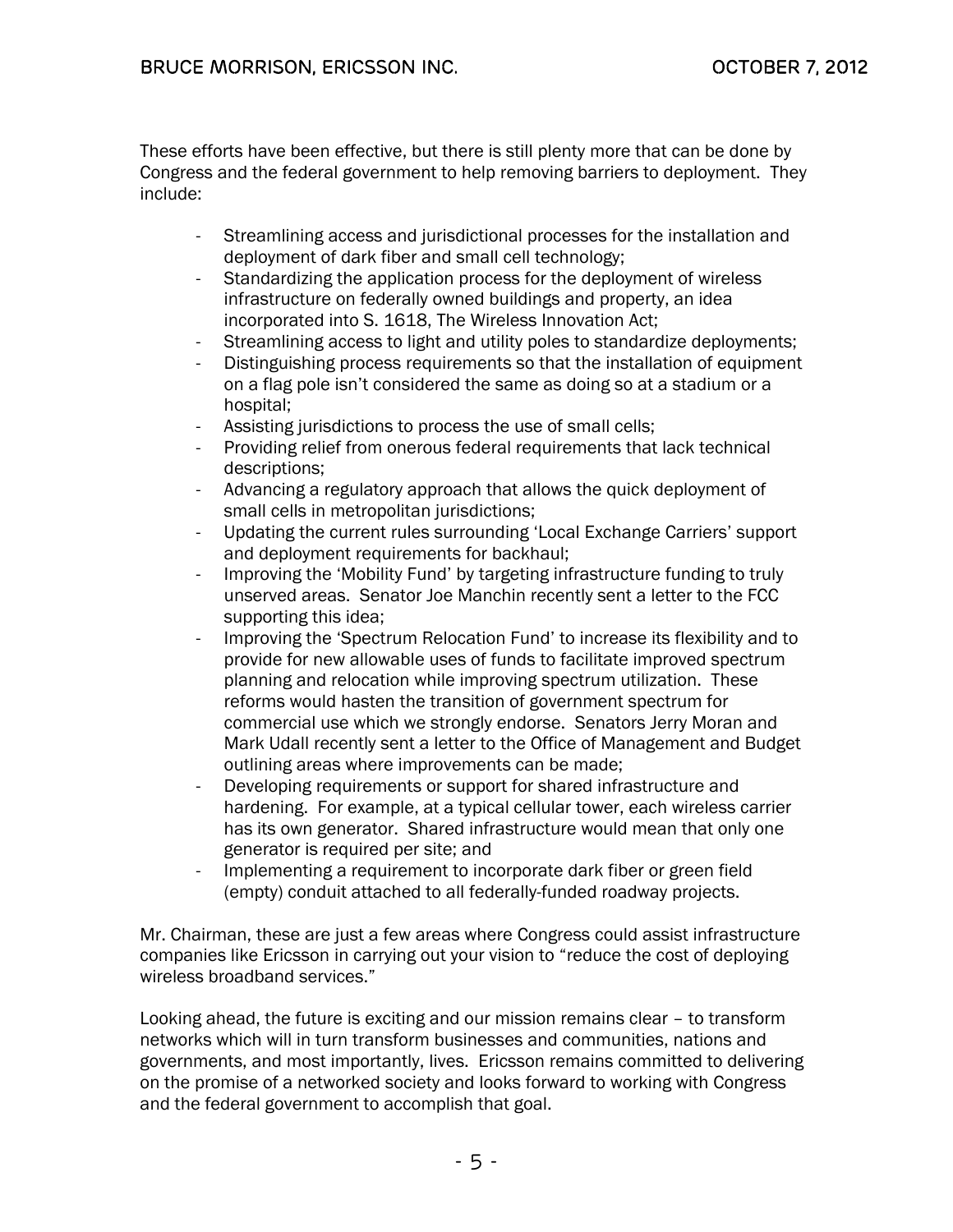These efforts have been effective, but there is still plenty more that can be done by Congress and the federal government to help removing barriers to deployment. They include:

- Streamlining access and jurisdictional processes for the installation and deployment of dark fiber and small cell technology;
- Standardizing the application process for the deployment of wireless infrastructure on federally owned buildings and property, an idea incorporated into S. 1618, The Wireless Innovation Act;
- Streamlining access to light and utility poles to standardize deployments;
- Distinguishing process requirements so that the installation of equipment on a flag pole isn't considered the same as doing so at a stadium or a hospital;
- Assisting jurisdictions to process the use of small cells;
- Providing relief from onerous federal requirements that lack technical descriptions;
- Advancing a regulatory approach that allows the quick deployment of small cells in metropolitan jurisdictions;
- Updating the current rules surrounding 'Local Exchange Carriers' support and deployment requirements for backhaul;
- Improving the 'Mobility Fund' by targeting infrastructure funding to truly unserved areas. Senator Joe Manchin recently sent a letter to the FCC supporting this idea;
- Improving the 'Spectrum Relocation Fund' to increase its flexibility and to provide for new allowable uses of funds to facilitate improved spectrum planning and relocation while improving spectrum utilization. These reforms would hasten the transition of government spectrum for commercial use which we strongly endorse. Senators Jerry Moran and Mark Udall recently sent a letter to the Office of Management and Budget outlining areas where improvements can be made;
- Developing requirements or support for shared infrastructure and hardening. For example, at a typical cellular tower, each wireless carrier has its own generator. Shared infrastructure would mean that only one generator is required per site; and
- Implementing a requirement to incorporate dark fiber or green field (empty) conduit attached to all federally-funded roadway projects.

Mr. Chairman, these are just a few areas where Congress could assist infrastructure companies like Ericsson in carrying out your vision to "reduce the cost of deploying wireless broadband services."

Looking ahead, the future is exciting and our mission remains clear – to transform networks which will in turn transform businesses and communities, nations and governments, and most importantly, lives. Ericsson remains committed to delivering on the promise of a networked society and looks forward to working with Congress and the federal government to accomplish that goal.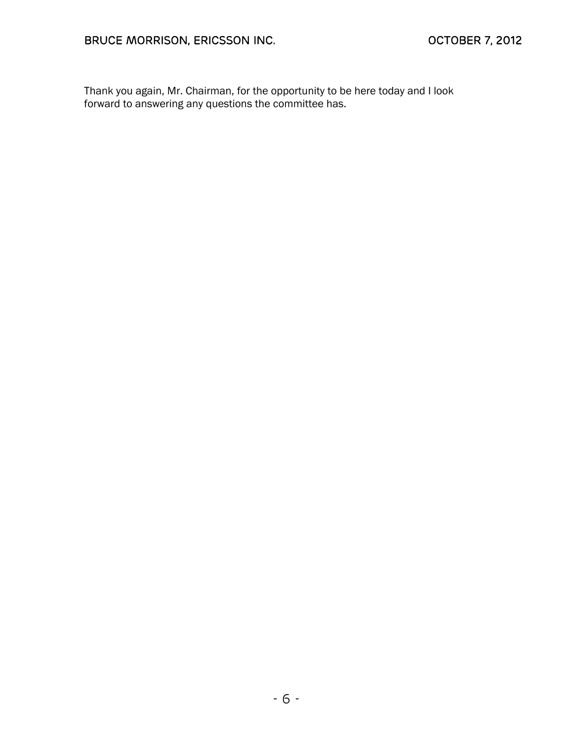Thank you again, Mr. Chairman, for the opportunity to be here today and I look forward to answering any questions the committee has.